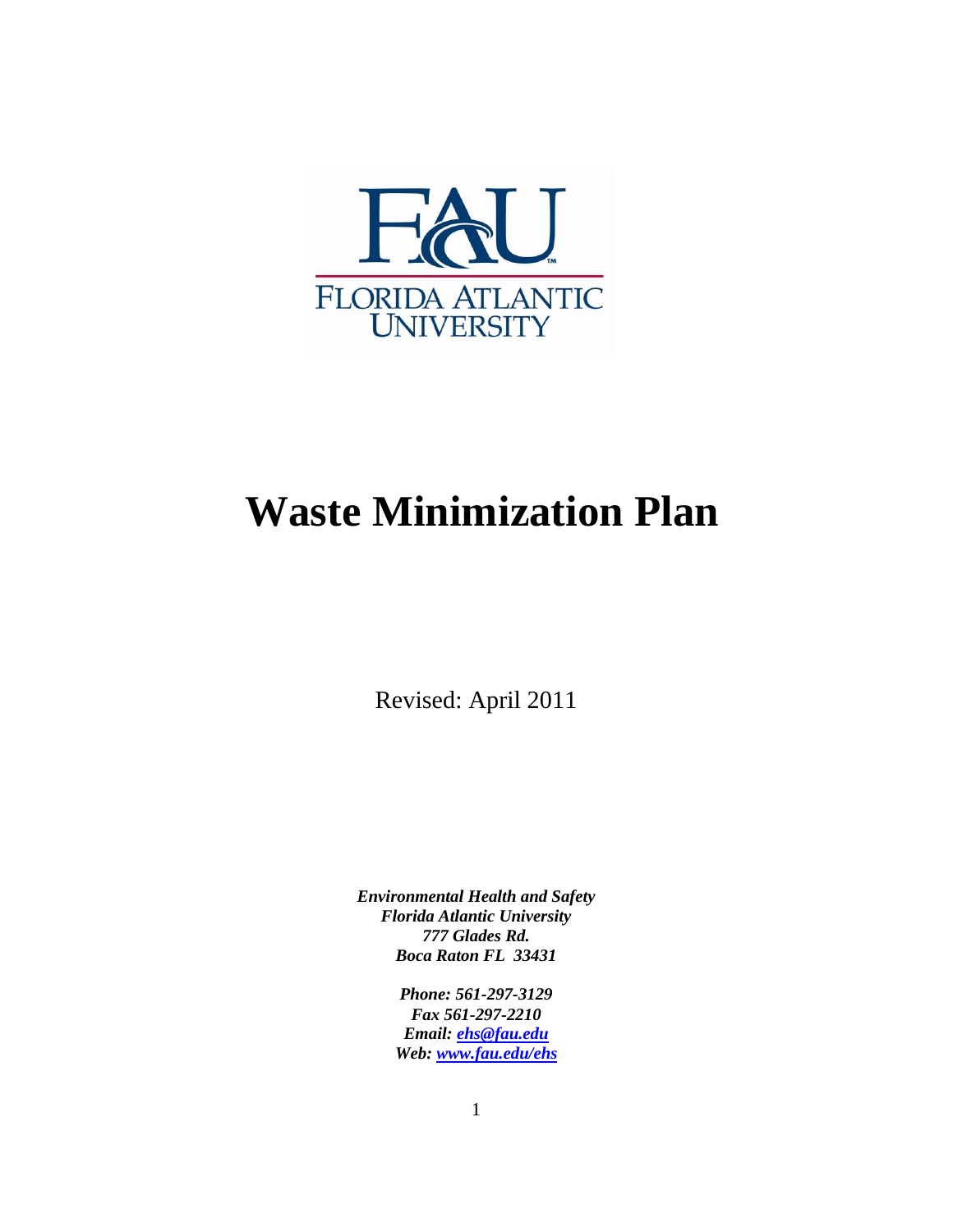FAU

FLORIDA ATLANTIC UNIVERSITY

# Waste Minimization Plan

Revised: April 2011

***Environmental Health and Safety***
***Florida Atlantic University***
***777 Glades Rd.***
***Boca Raton FL 33431***

***Phone: 561-297-3129***
***Fax 561-297-2210***
***Email: ehs@fau.edu***
***Web: www.fau.edu/ehs***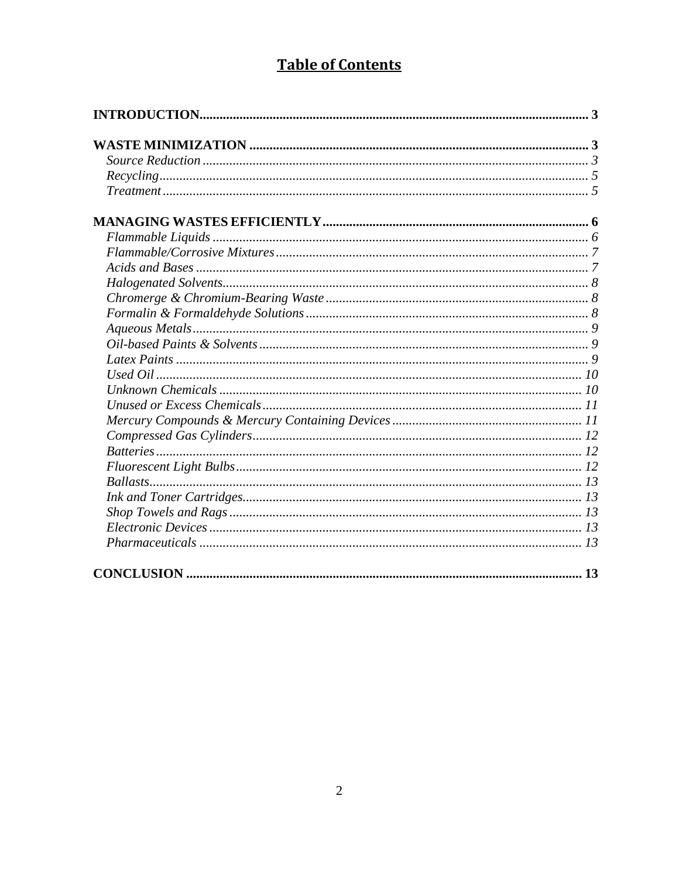# **Table of Contents**

**INTRODUCTION** .......... **3**

**WASTE MINIMIZATION** .......... **3**

*Source Reduction* .......... *3*

*Recycling* .......... *5*

*Treatment* .......... *5*

**MANAGING WASTES EFFICIENTLY** .......... **6**

*Flammable Liquids* .......... *6*

*Flammable/Corrosive Mixtures* .......... *7*

*Acids and Bases* .......... *7*

*Halogenated Solvents* .......... *8*

*Chromerge & Chromium-Bearing Waste* .......... *8*

*Formalin & Formaldehyde Solutions* .......... *8*

*Aqueous Metals* .......... *9*

*Oil-based Paints & Solvents* .......... *9*

*Latex Paints* .......... *9*

*Used Oil* .......... *10*

*Unknown Chemicals* .......... *10*

*Unused or Excess Chemicals* .......... *11*

*Mercury Compounds & Mercury Containing Devices* .......... *11*

*Compressed Gas Cylinders* .......... *12*

*Batteries* .......... *12*

*Fluorescent Light Bulbs* .......... *12*

*Ballasts* .......... *13*

*Ink and Toner Cartridges* .......... *13*

*Shop Towels and Rags* .......... *13*

*Electronic Devices* .......... *13*

*Pharmaceuticals* .......... *13*

**CONCLUSION** .......... **13**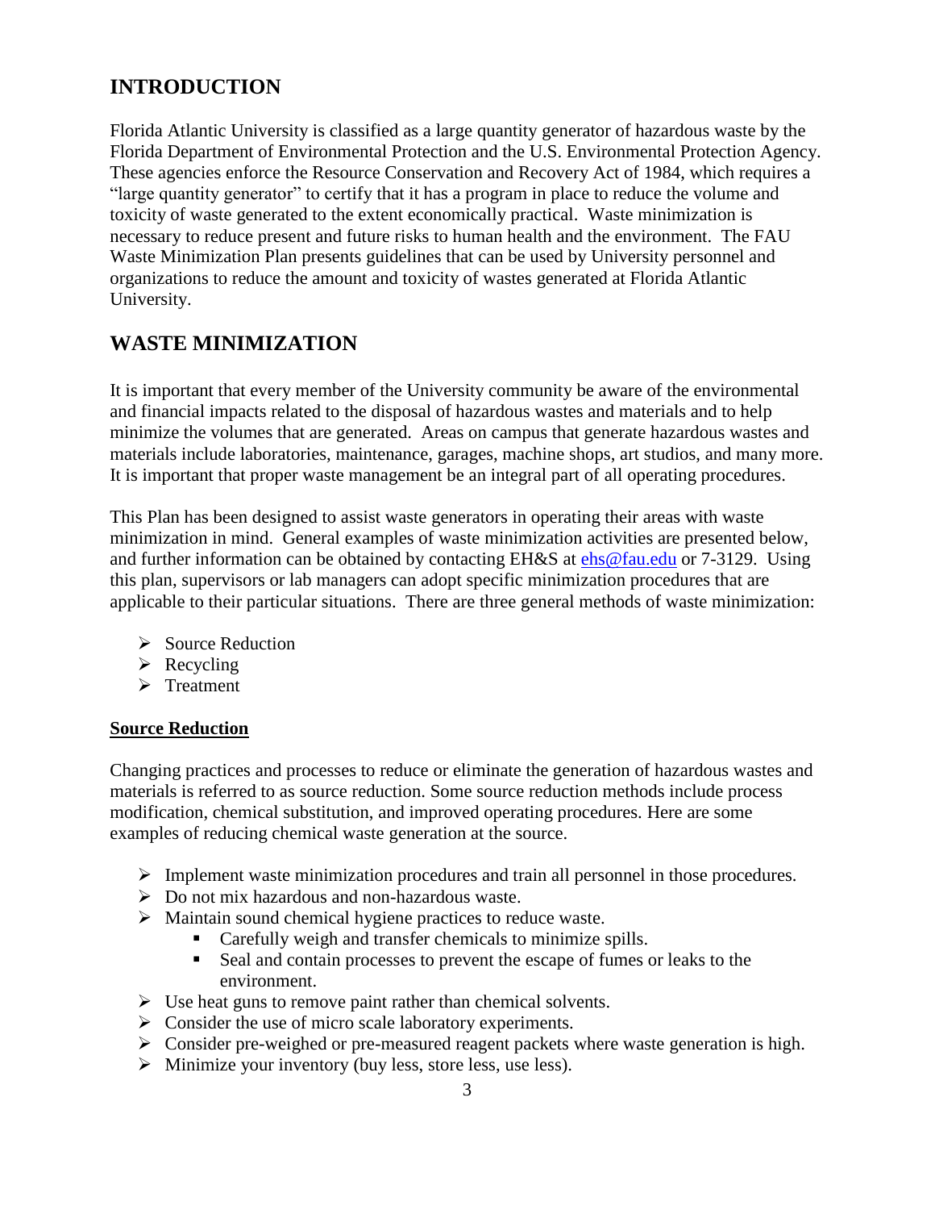## INTRODUCTION

Florida Atlantic University is classified as a large quantity generator of hazardous waste by the Florida Department of Environmental Protection and the U.S. Environmental Protection Agency. These agencies enforce the Resource Conservation and Recovery Act of 1984, which requires a "large quantity generator" to certify that it has a program in place to reduce the volume and toxicity of waste generated to the extent economically practical. Waste minimization is necessary to reduce present and future risks to human health and the environment. The FAU Waste Minimization Plan presents guidelines that can be used by University personnel and organizations to reduce the amount and toxicity of wastes generated at Florida Atlantic University.

## WASTE MINIMIZATION

It is important that every member of the University community be aware of the environmental and financial impacts related to the disposal of hazardous wastes and materials and to help minimize the volumes that are generated. Areas on campus that generate hazardous wastes and materials include laboratories, maintenance, garages, machine shops, art studios, and many more. It is important that proper waste management be an integral part of all operating procedures.

This Plan has been designed to assist waste generators in operating their areas with waste minimization in mind. General examples of waste minimization activities are presented below, and further information can be obtained by contacting EH&S at ehs@fau.edu or 7-3129. Using this plan, supervisors or lab managers can adopt specific minimization procedures that are applicable to their particular situations. There are three general methods of waste minimization:

- Source Reduction
- Recycling
- Treatment

### Source Reduction

Changing practices and processes to reduce or eliminate the generation of hazardous wastes and materials is referred to as source reduction. Some source reduction methods include process modification, chemical substitution, and improved operating procedures. Here are some examples of reducing chemical waste generation at the source.

- Implement waste minimization procedures and train all personnel in those procedures.
- Do not mix hazardous and non-hazardous waste.
- Maintain sound chemical hygiene practices to reduce waste.
  - Carefully weigh and transfer chemicals to minimize spills.
  - Seal and contain processes to prevent the escape of fumes or leaks to the environment.
- Use heat guns to remove paint rather than chemical solvents.
- Consider the use of micro scale laboratory experiments.
- Consider pre-weighed or pre-measured reagent packets where waste generation is high.
- Minimize your inventory (buy less, store less, use less).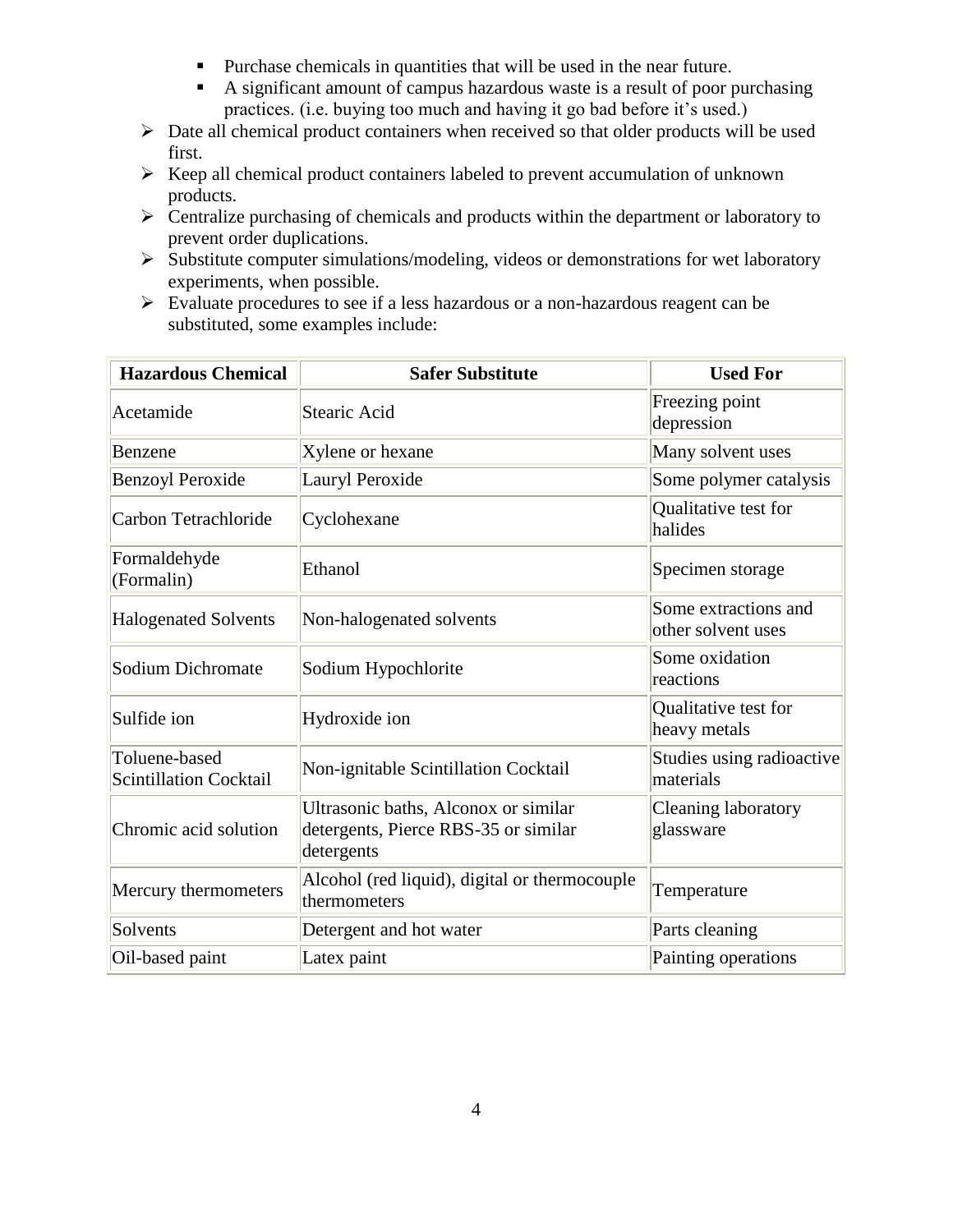- Purchase chemicals in quantities that will be used in the near future.
    - A significant amount of campus hazardous waste is a result of poor purchasing practices. (i.e. buying too much and having it go bad before it's used.)
- Date all chemical product containers when received so that older products will be used first.
- Keep all chemical product containers labeled to prevent accumulation of unknown products.
- Centralize purchasing of chemicals and products within the department or laboratory to prevent order duplications.
- Substitute computer simulations/modeling, videos or demonstrations for wet laboratory experiments, when possible.
- Evaluate procedures to see if a less hazardous or a non-hazardous reagent can be substituted, some examples include:

| Hazardous Chemical | Safer Substitute | Used For |
|---|---|---|
| Acetamide | Stearic Acid | Freezing point depression |
| Benzene | Xylene or hexane | Many solvent uses |
| Benzoyl Peroxide | Lauryl Peroxide | Some polymer catalysis |
| Carbon Tetrachloride | Cyclohexane | Qualitative test for halides |
| Formaldehyde (Formalin) | Ethanol | Specimen storage |
| Halogenated Solvents | Non-halogenated solvents | Some extractions and other solvent uses |
| Sodium Dichromate | Sodium Hypochlorite | Some oxidation reactions |
| Sulfide ion | Hydroxide ion | Qualitative test for heavy metals |
| Toluene-based Scintillation Cocktail | Non-ignitable Scintillation Cocktail | Studies using radioactive materials |
| Chromic acid solution | Ultrasonic baths, Alconox or similar detergents, Pierce RBS-35 or similar detergents | Cleaning laboratory glassware |
| Mercury thermometers | Alcohol (red liquid), digital or thermocouple thermometers | Temperature |
| Solvents | Detergent and hot water | Parts cleaning |
| Oil-based paint | Latex paint | Painting operations |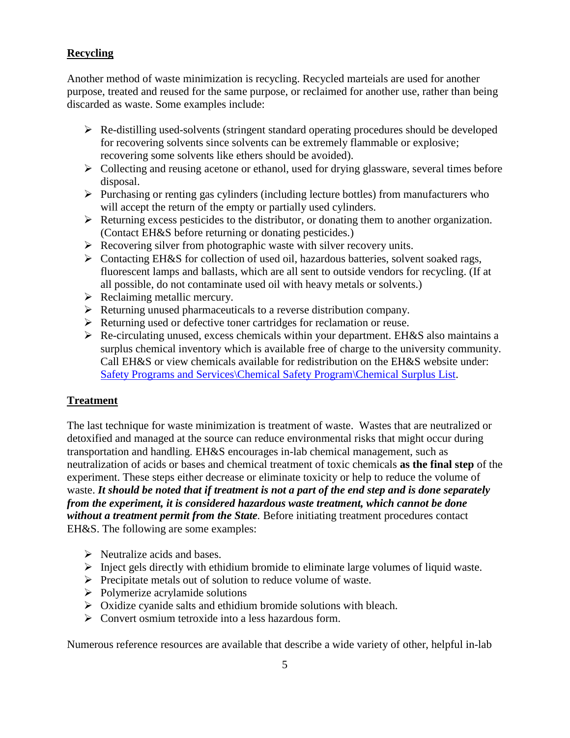## Recycling

Another method of waste minimization is recycling. Recycled marteials are used for another purpose, treated and reused for the same purpose, or reclaimed for another use, rather than being discarded as waste. Some examples include:

- Re-distilling used-solvents (stringent standard operating procedures should be developed for recovering solvents since solvents can be extremely flammable or explosive; recovering some solvents like ethers should be avoided).
- Collecting and reusing acetone or ethanol, used for drying glassware, several times before disposal.
- Purchasing or renting gas cylinders (including lecture bottles) from manufacturers who will accept the return of the empty or partially used cylinders.
- Returning excess pesticides to the distributor, or donating them to another organization. (Contact EH&S before returning or donating pesticides.)
- Recovering silver from photographic waste with silver recovery units.
- Contacting EH&S for collection of used oil, hazardous batteries, solvent soaked rags, fluorescent lamps and ballasts, which are all sent to outside vendors for recycling. (If at all possible, do not contaminate used oil with heavy metals or solvents.)
- Reclaiming metallic mercury.
- Returning unused pharmaceuticals to a reverse distribution company.
- Returning used or defective toner cartridges for reclamation or reuse.
- Re-circulating unused, excess chemicals within your department. EH&S also maintains a surplus chemical inventory which is available free of charge to the university community. Call EH&S or view chemicals available for redistribution on the EH&S website under: Safety Programs and Services\Chemical Safety Program\Chemical Surplus List.

## Treatment

The last technique for waste minimization is treatment of waste. Wastes that are neutralized or detoxified and managed at the source can reduce environmental risks that might occur during transportation and handling. EH&S encourages in-lab chemical management, such as neutralization of acids or bases and chemical treatment of toxic chemicals **as the final step** of the experiment. These steps either decrease or eliminate toxicity or help to reduce the volume of waste. ***It should be noted that if treatment is not a part of the end step and is done separately from the experiment, it is considered hazardous waste treatment, which cannot be done without a treatment permit from the State.*** Before initiating treatment procedures contact EH&S. The following are some examples:

- Neutralize acids and bases.
- Inject gels directly with ethidium bromide to eliminate large volumes of liquid waste.
- Precipitate metals out of solution to reduce volume of waste.
- Polymerize acrylamide solutions
- Oxidize cyanide salts and ethidium bromide solutions with bleach.
- Convert osmium tetroxide into a less hazardous form.

Numerous reference resources are available that describe a wide variety of other, helpful in-lab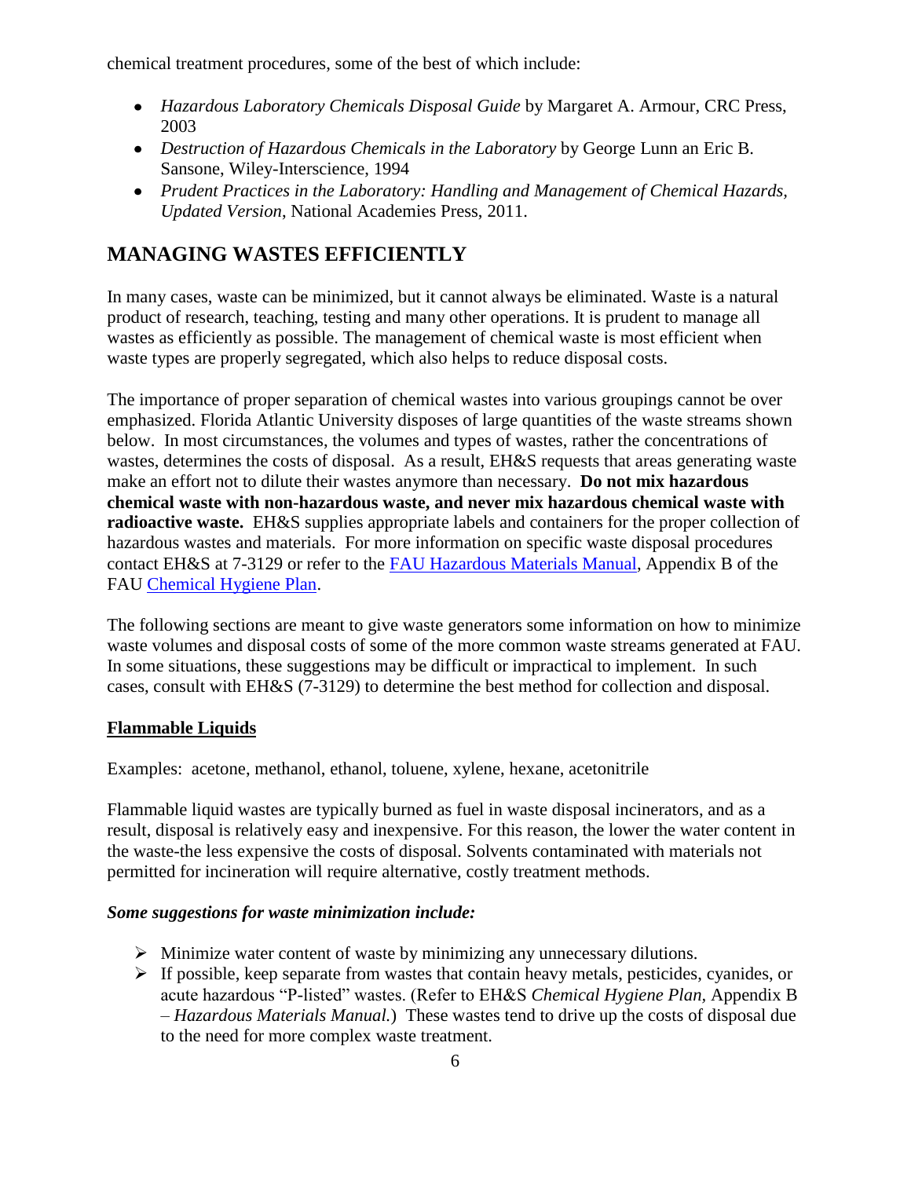chemical treatment procedures, some of the best of which include:

- *Hazardous Laboratory Chemicals Disposal Guide* by Margaret A. Armour, CRC Press, 2003
- *Destruction of Hazardous Chemicals in the Laboratory* by George Lunn an Eric B. Sansone, Wiley-Interscience, 1994
- *Prudent Practices in the Laboratory: Handling and Management of Chemical Hazards, Updated Version*, National Academies Press, 2011.

## MANAGING WASTES EFFICIENTLY

In many cases, waste can be minimized, but it cannot always be eliminated. Waste is a natural product of research, teaching, testing and many other operations. It is prudent to manage all wastes as efficiently as possible. The management of chemical waste is most efficient when waste types are properly segregated, which also helps to reduce disposal costs.

The importance of proper separation of chemical wastes into various groupings cannot be over emphasized. Florida Atlantic University disposes of large quantities of the waste streams shown below. In most circumstances, the volumes and types of wastes, rather the concentrations of wastes, determines the costs of disposal. As a result, EH&S requests that areas generating waste make an effort not to dilute their wastes anymore than necessary. **Do not mix hazardous chemical waste with non-hazardous waste, and never mix hazardous chemical waste with radioactive waste.** EH&S supplies appropriate labels and containers for the proper collection of hazardous wastes and materials. For more information on specific waste disposal procedures contact EH&S at 7-3129 or refer to the FAU Hazardous Materials Manual, Appendix B of the FAU Chemical Hygiene Plan.

The following sections are meant to give waste generators some information on how to minimize waste volumes and disposal costs of some of the more common waste streams generated at FAU. In some situations, these suggestions may be difficult or impractical to implement. In such cases, consult with EH&S (7-3129) to determine the best method for collection and disposal.

### Flammable Liquids

Examples: acetone, methanol, ethanol, toluene, xylene, hexane, acetonitrile

Flammable liquid wastes are typically burned as fuel in waste disposal incinerators, and as a result, disposal is relatively easy and inexpensive. For this reason, the lower the water content in the waste-the less expensive the costs of disposal. Solvents contaminated with materials not permitted for incineration will require alternative, costly treatment methods.

***Some suggestions for waste minimization include:***

- Minimize water content of waste by minimizing any unnecessary dilutions.
- If possible, keep separate from wastes that contain heavy metals, pesticides, cyanides, or acute hazardous "P-listed" wastes. (Refer to EH&S *Chemical Hygiene Plan*, Appendix B – *Hazardous Materials Manual.*) These wastes tend to drive up the costs of disposal due to the need for more complex waste treatment.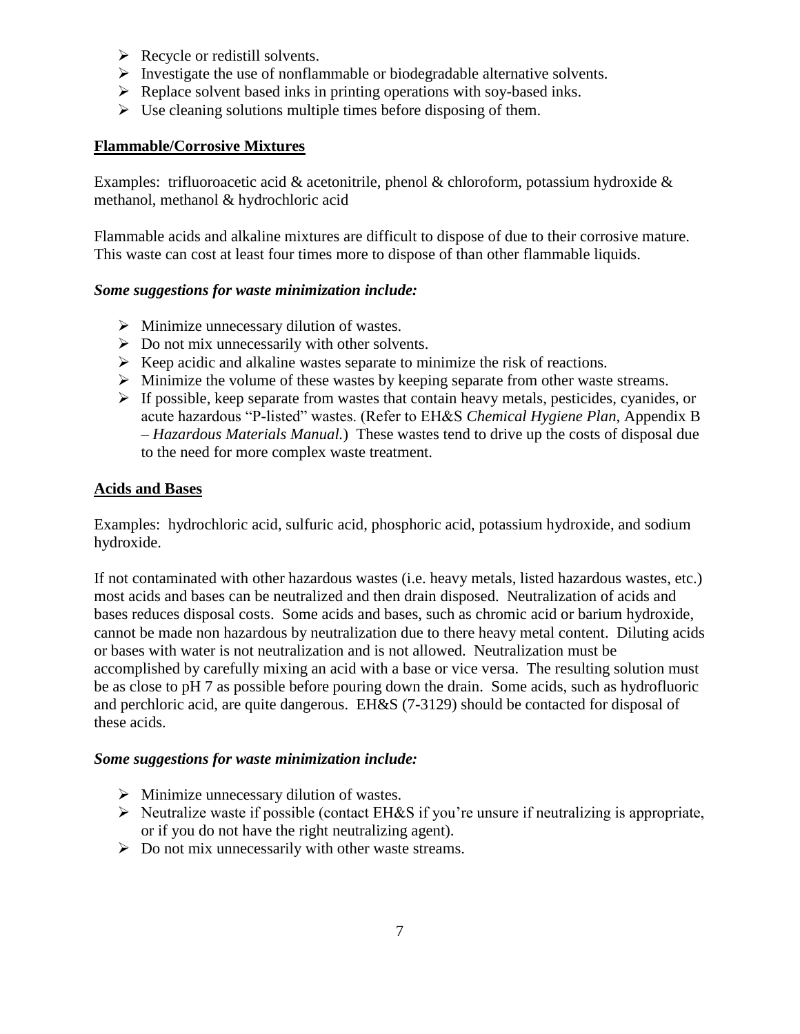- Recycle or redistill solvents.
- Investigate the use of nonflammable or biodegradable alternative solvents.
- Replace solvent based inks in printing operations with soy-based inks.
- Use cleaning solutions multiple times before disposing of them.

**Flammable/Corrosive Mixtures**

Examples: trifluoroacetic acid & acetonitrile, phenol & chloroform, potassium hydroxide & methanol, methanol & hydrochloric acid

Flammable acids and alkaline mixtures are difficult to dispose of due to their corrosive mature. This waste can cost at least four times more to dispose of than other flammable liquids.

***Some suggestions for waste minimization include:***

- Minimize unnecessary dilution of wastes.
- Do not mix unnecessarily with other solvents.
- Keep acidic and alkaline wastes separate to minimize the risk of reactions.
- Minimize the volume of these wastes by keeping separate from other waste streams.
- If possible, keep separate from wastes that contain heavy metals, pesticides, cyanides, or acute hazardous "P-listed" wastes. (Refer to EH&S *Chemical Hygiene Plan,* Appendix B – *Hazardous Materials Manual.*) These wastes tend to drive up the costs of disposal due to the need for more complex waste treatment.

**Acids and Bases**

Examples: hydrochloric acid, sulfuric acid, phosphoric acid, potassium hydroxide, and sodium hydroxide.

If not contaminated with other hazardous wastes (i.e. heavy metals, listed hazardous wastes, etc.) most acids and bases can be neutralized and then drain disposed. Neutralization of acids and bases reduces disposal costs. Some acids and bases, such as chromic acid or barium hydroxide, cannot be made non hazardous by neutralization due to there heavy metal content. Diluting acids or bases with water is not neutralization and is not allowed. Neutralization must be accomplished by carefully mixing an acid with a base or vice versa. The resulting solution must be as close to pH 7 as possible before pouring down the drain. Some acids, such as hydrofluoric and perchloric acid, are quite dangerous. EH&S (7-3129) should be contacted for disposal of these acids.

***Some suggestions for waste minimization include:***

- Minimize unnecessary dilution of wastes.
- Neutralize waste if possible (contact EH&S if you're unsure if neutralizing is appropriate, or if you do not have the right neutralizing agent).
- Do not mix unnecessarily with other waste streams.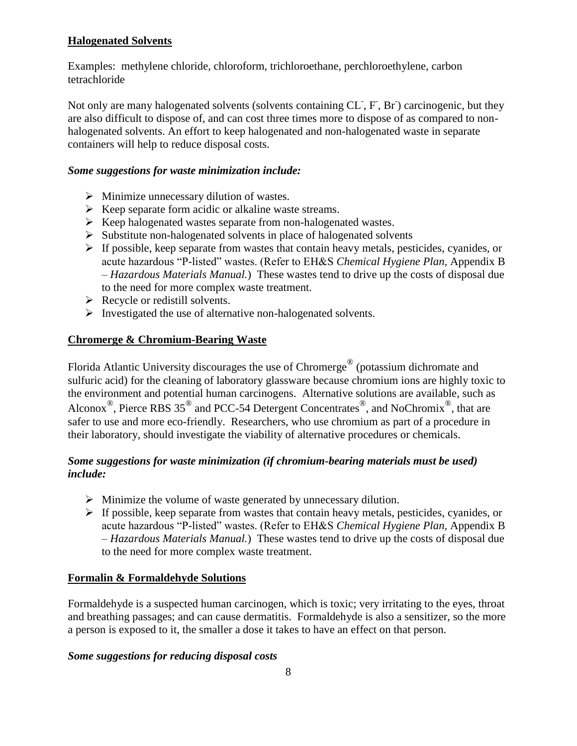**Halogenated Solvents**

Examples: methylene chloride, chloroform, trichloroethane, perchloroethylene, carbon tetrachloride

Not only are many halogenated solvents (solvents containing $CL^-$, $F^-$, $Br^-$) carcinogenic, but they are also difficult to dispose of, and can cost three times more to dispose of as compared to non-halogenated solvents. An effort to keep halogenated and non-halogenated waste in separate containers will help to reduce disposal costs.

***Some suggestions for waste minimization include:***

- Minimize unnecessary dilution of wastes.
- Keep separate form acidic or alkaline waste streams.
- Keep halogenated wastes separate from non-halogenated wastes.
- Substitute non-halogenated solvents in place of halogenated solvents
- If possible, keep separate from wastes that contain heavy metals, pesticides, cyanides, or acute hazardous "P-listed" wastes. (Refer to EH&S *Chemical Hygiene Plan,* Appendix B – *Hazardous Materials Manual.*) These wastes tend to drive up the costs of disposal due to the need for more complex waste treatment.
- Recycle or redistill solvents.
- Investigated the use of alternative non-halogenated solvents.

**Chromerge & Chromium-Bearing Waste**

Florida Atlantic University discourages the use of Chromerge® (potassium dichromate and sulfuric acid) for the cleaning of laboratory glassware because chromium ions are highly toxic to the environment and potential human carcinogens. Alternative solutions are available, such as Alconox®, Pierce RBS 35® and PCC-54 Detergent Concentrates®, and NoChromix®, that are safer to use and more eco-friendly. Researchers, who use chromium as part of a procedure in their laboratory, should investigate the viability of alternative procedures or chemicals.

***Some suggestions for waste minimization (if chromium-bearing materials must be used) include:***

- Minimize the volume of waste generated by unnecessary dilution.
- If possible, keep separate from wastes that contain heavy metals, pesticides, cyanides, or acute hazardous "P-listed" wastes. (Refer to EH&S *Chemical Hygiene Plan,* Appendix B – *Hazardous Materials Manual.*) These wastes tend to drive up the costs of disposal due to the need for more complex waste treatment.

**Formalin & Formaldehyde Solutions**

Formaldehyde is a suspected human carcinogen, which is toxic; very irritating to the eyes, throat and breathing passages; and can cause dermatitis. Formaldehyde is also a sensitizer, so the more a person is exposed to it, the smaller a dose it takes to have an effect on that person.

***Some suggestions for reducing disposal costs***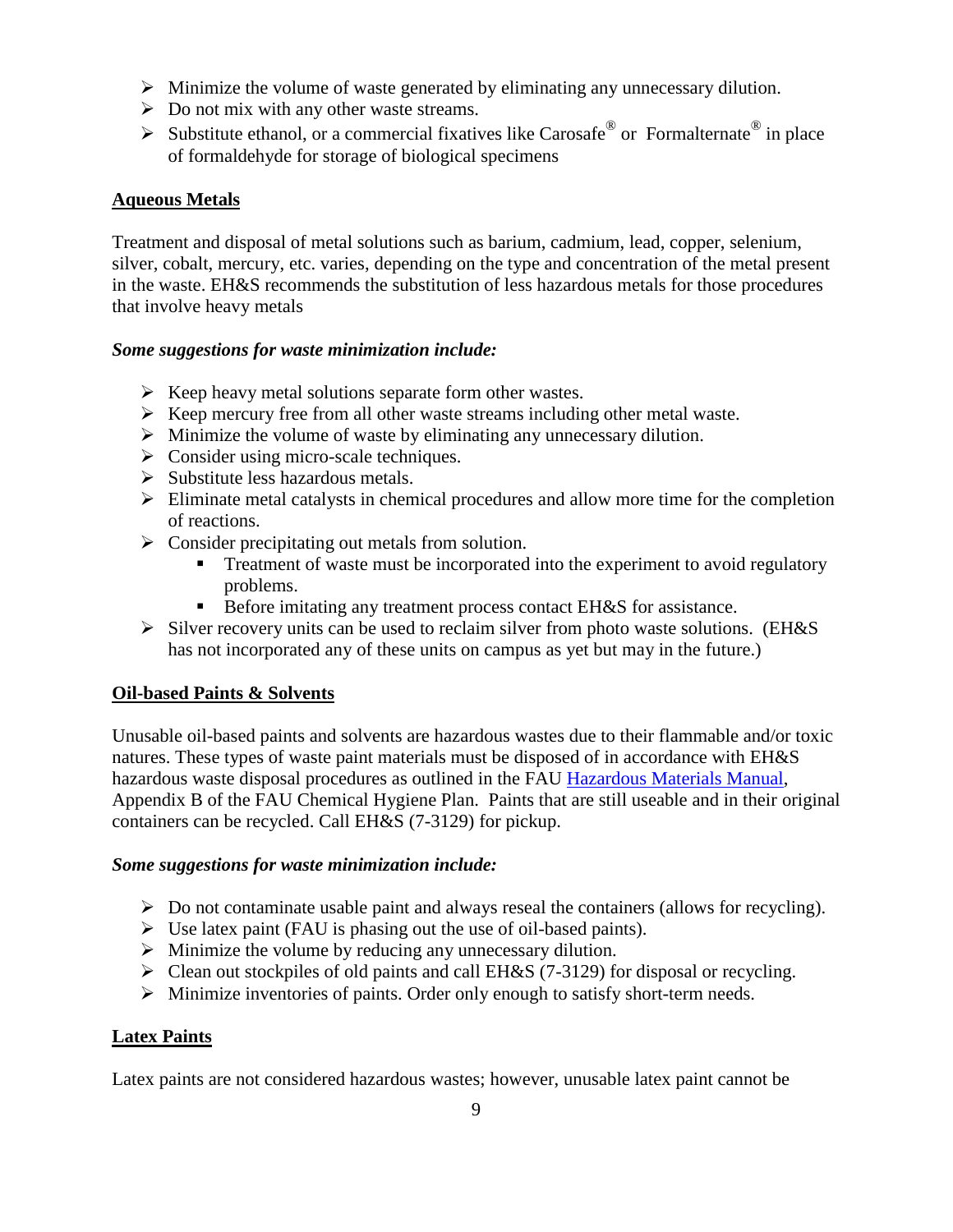- Minimize the volume of waste generated by eliminating any unnecessary dilution.
- Do not mix with any other waste streams.
- Substitute ethanol, or a commercial fixatives like Carosafe® or Formalternate® in place of formaldehyde for storage of biological specimens

## Aqueous Metals

Treatment and disposal of metal solutions such as barium, cadmium, lead, copper, selenium, silver, cobalt, mercury, etc. varies, depending on the type and concentration of the metal present in the waste. EH&S recommends the substitution of less hazardous metals for those procedures that involve heavy metals

***Some suggestions for waste minimization include:***

- Keep heavy metal solutions separate form other wastes.
- Keep mercury free from all other waste streams including other metal waste.
- Minimize the volume of waste by eliminating any unnecessary dilution.
- Consider using micro-scale techniques.
- Substitute less hazardous metals.
- Eliminate metal catalysts in chemical procedures and allow more time for the completion of reactions.
- Consider precipitating out metals from solution.
    - Treatment of waste must be incorporated into the experiment to avoid regulatory problems.
    - Before imitating any treatment process contact EH&S for assistance.
- Silver recovery units can be used to reclaim silver from photo waste solutions. (EH&S has not incorporated any of these units on campus as yet but may in the future.)

## Oil-based Paints & Solvents

Unusable oil-based paints and solvents are hazardous wastes due to their flammable and/or toxic natures. These types of waste paint materials must be disposed of in accordance with EH&S hazardous waste disposal procedures as outlined in the FAU Hazardous Materials Manual, Appendix B of the FAU Chemical Hygiene Plan. Paints that are still useable and in their original containers can be recycled. Call EH&S (7-3129) for pickup.

***Some suggestions for waste minimization include:***

- Do not contaminate usable paint and always reseal the containers (allows for recycling).
- Use latex paint (FAU is phasing out the use of oil-based paints).
- Minimize the volume by reducing any unnecessary dilution.
- Clean out stockpiles of old paints and call EH&S (7-3129) for disposal or recycling.
- Minimize inventories of paints. Order only enough to satisfy short-term needs.

## Latex Paints

Latex paints are not considered hazardous wastes; however, unusable latex paint cannot be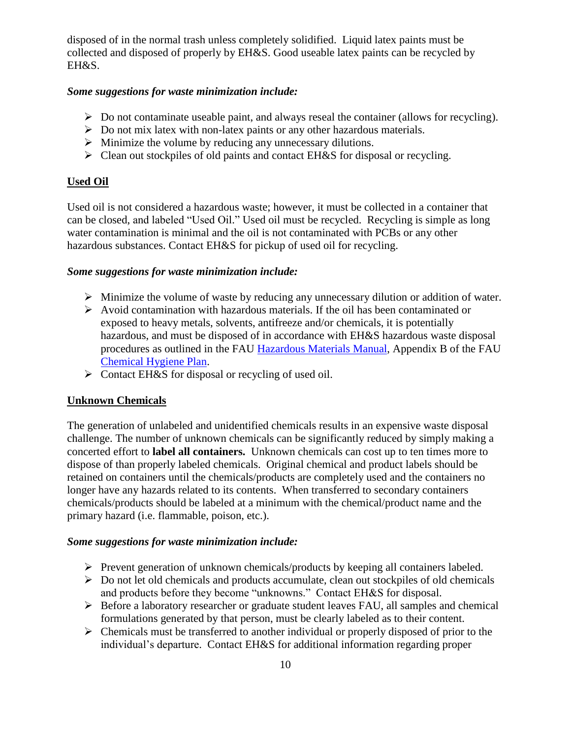disposed of in the normal trash unless completely solidified. Liquid latex paints must be collected and disposed of properly by EH&S. Good useable latex paints can be recycled by EH&S.

***Some suggestions for waste minimization include:***

- Do not contaminate useable paint, and always reseal the container (allows for recycling).
- Do not mix latex with non-latex paints or any other hazardous materials.
- Minimize the volume by reducing any unnecessary dilutions.
- Clean out stockpiles of old paints and contact EH&S for disposal or recycling.

## Used Oil

Used oil is not considered a hazardous waste; however, it must be collected in a container that can be closed, and labeled "Used Oil." Used oil must be recycled. Recycling is simple as long water contamination is minimal and the oil is not contaminated with PCBs or any other hazardous substances. Contact EH&S for pickup of used oil for recycling.

***Some suggestions for waste minimization include:***

- Minimize the volume of waste by reducing any unnecessary dilution or addition of water.
- Avoid contamination with hazardous materials. If the oil has been contaminated or exposed to heavy metals, solvents, antifreeze and/or chemicals, it is potentially hazardous, and must be disposed of in accordance with EH&S hazardous waste disposal procedures as outlined in the FAU Hazardous Materials Manual, Appendix B of the FAU Chemical Hygiene Plan.
- Contact EH&S for disposal or recycling of used oil.

## Unknown Chemicals

The generation of unlabeled and unidentified chemicals results in an expensive waste disposal challenge. The number of unknown chemicals can be significantly reduced by simply making a concerted effort to **label all containers.** Unknown chemicals can cost up to ten times more to dispose of than properly labeled chemicals. Original chemical and product labels should be retained on containers until the chemicals/products are completely used and the containers no longer have any hazards related to its contents. When transferred to secondary containers chemicals/products should be labeled at a minimum with the chemical/product name and the primary hazard (i.e. flammable, poison, etc.).

***Some suggestions for waste minimization include:***

- Prevent generation of unknown chemicals/products by keeping all containers labeled.
- Do not let old chemicals and products accumulate, clean out stockpiles of old chemicals and products before they become "unknowns." Contact EH&S for disposal.
- Before a laboratory researcher or graduate student leaves FAU, all samples and chemical formulations generated by that person, must be clearly labeled as to their content.
- Chemicals must be transferred to another individual or properly disposed of prior to the individual's departure. Contact EH&S for additional information regarding proper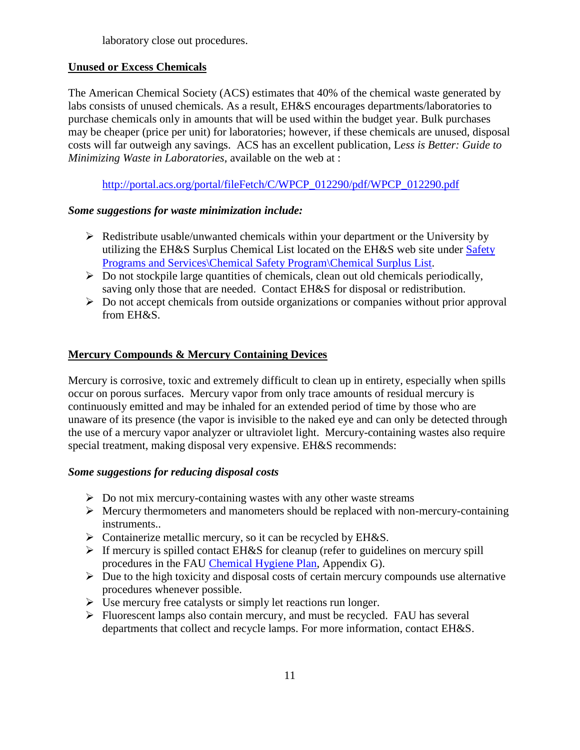laboratory close out procedures.

## Unused or Excess Chemicals

The American Chemical Society (ACS) estimates that 40% of the chemical waste generated by labs consists of unused chemicals. As a result, EH&S encourages departments/laboratories to purchase chemicals only in amounts that will be used within the budget year. Bulk purchases may be cheaper (price per unit) for laboratories; however, if these chemicals are unused, disposal costs will far outweigh any savings. ACS has an excellent publication, L*ess is Better: Guide to Minimizing Waste in Laboratories*, available on the web at :

http://portal.acs.org/portal/fileFetch/C/WPCP_012290/pdf/WPCP_012290.pdf

***Some suggestions for waste minimization include:***

- Redistribute usable/unwanted chemicals within your department or the University by utilizing the EH&S Surplus Chemical List located on the EH&S web site under Safety Programs and Services\Chemical Safety Program\Chemical Surplus List.
- Do not stockpile large quantities of chemicals, clean out old chemicals periodically, saving only those that are needed. Contact EH&S for disposal or redistribution.
- Do not accept chemicals from outside organizations or companies without prior approval from EH&S.

## Mercury Compounds & Mercury Containing Devices

Mercury is corrosive, toxic and extremely difficult to clean up in entirety, especially when spills occur on porous surfaces. Mercury vapor from only trace amounts of residual mercury is continuously emitted and may be inhaled for an extended period of time by those who are unaware of its presence (the vapor is invisible to the naked eye and can only be detected through the use of a mercury vapor analyzer or ultraviolet light. Mercury-containing wastes also require special treatment, making disposal very expensive. EH&S recommends:

***Some suggestions for reducing disposal costs***

- Do not mix mercury-containing wastes with any other waste streams
- Mercury thermometers and manometers should be replaced with non-mercury-containing instruments..
- Containerize metallic mercury, so it can be recycled by EH&S.
- If mercury is spilled contact EH&S for cleanup (refer to guidelines on mercury spill procedures in the FAU Chemical Hygiene Plan, Appendix G).
- Due to the high toxicity and disposal costs of certain mercury compounds use alternative procedures whenever possible.
- Use mercury free catalysts or simply let reactions run longer.
- Fluorescent lamps also contain mercury, and must be recycled. FAU has several departments that collect and recycle lamps. For more information, contact EH&S.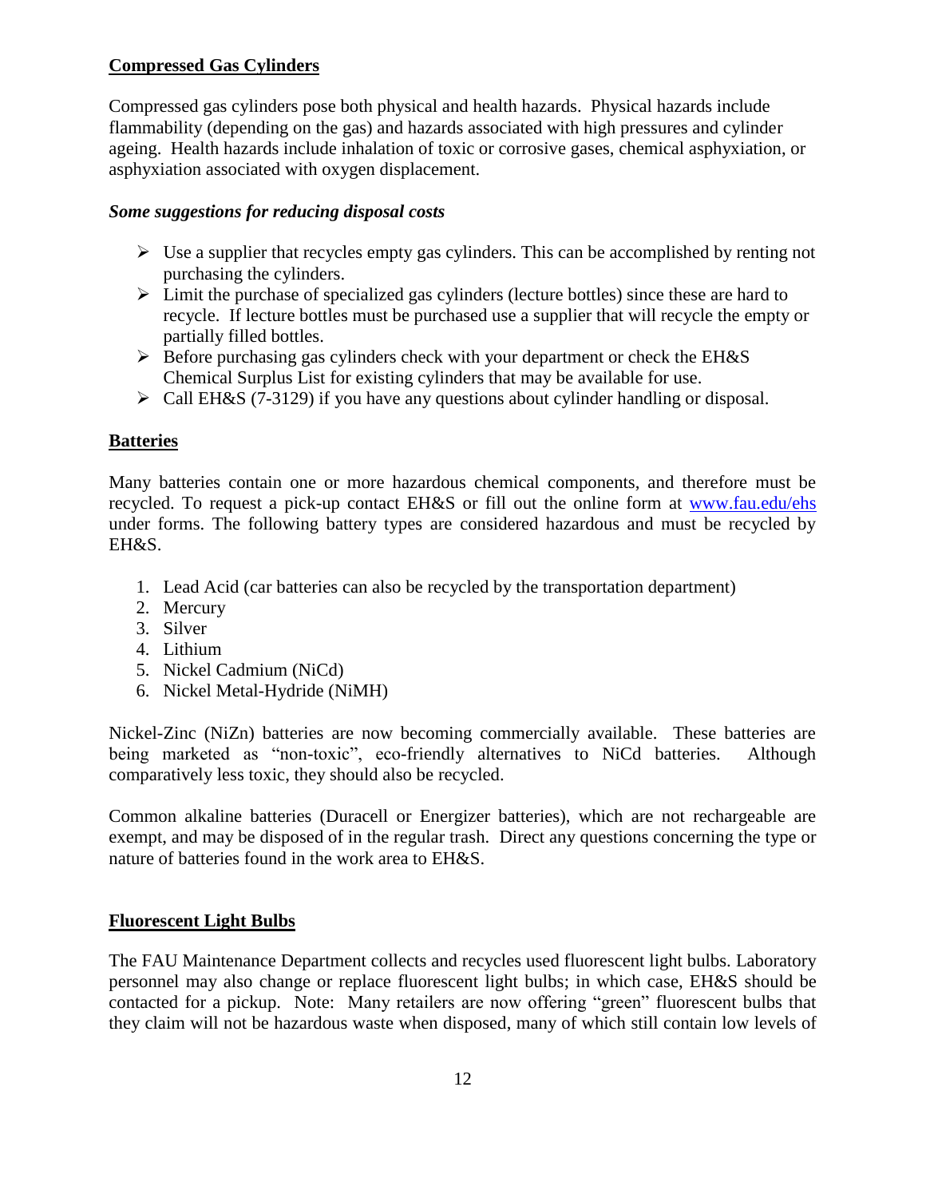**Compressed Gas Cylinders**

Compressed gas cylinders pose both physical and health hazards. Physical hazards include flammability (depending on the gas) and hazards associated with high pressures and cylinder ageing. Health hazards include inhalation of toxic or corrosive gases, chemical asphyxiation, or asphyxiation associated with oxygen displacement.

***Some suggestions for reducing disposal costs***

- Use a supplier that recycles empty gas cylinders. This can be accomplished by renting not purchasing the cylinders.
- Limit the purchase of specialized gas cylinders (lecture bottles) since these are hard to recycle. If lecture bottles must be purchased use a supplier that will recycle the empty or partially filled bottles.
- Before purchasing gas cylinders check with your department or check the EH&S Chemical Surplus List for existing cylinders that may be available for use.
- Call EH&S (7-3129) if you have any questions about cylinder handling or disposal.

**Batteries**

Many batteries contain one or more hazardous chemical components, and therefore must be recycled. To request a pick-up contact EH&S or fill out the online form at www.fau.edu/ehs under forms. The following battery types are considered hazardous and must be recycled by EH&S.

1. Lead Acid (car batteries can also be recycled by the transportation department)
2. Mercury
3. Silver
4. Lithium
5. Nickel Cadmium (NiCd)
6. Nickel Metal-Hydride (NiMH)

Nickel-Zinc (NiZn) batteries are now becoming commercially available. These batteries are being marketed as "non-toxic", eco-friendly alternatives to NiCd batteries. Although comparatively less toxic, they should also be recycled.

Common alkaline batteries (Duracell or Energizer batteries), which are not rechargeable are exempt, and may be disposed of in the regular trash. Direct any questions concerning the type or nature of batteries found in the work area to EH&S.

**Fluorescent Light Bulbs**

The FAU Maintenance Department collects and recycles used fluorescent light bulbs. Laboratory personnel may also change or replace fluorescent light bulbs; in which case, EH&S should be contacted for a pickup. Note: Many retailers are now offering "green" fluorescent bulbs that they claim will not be hazardous waste when disposed, many of which still contain low levels of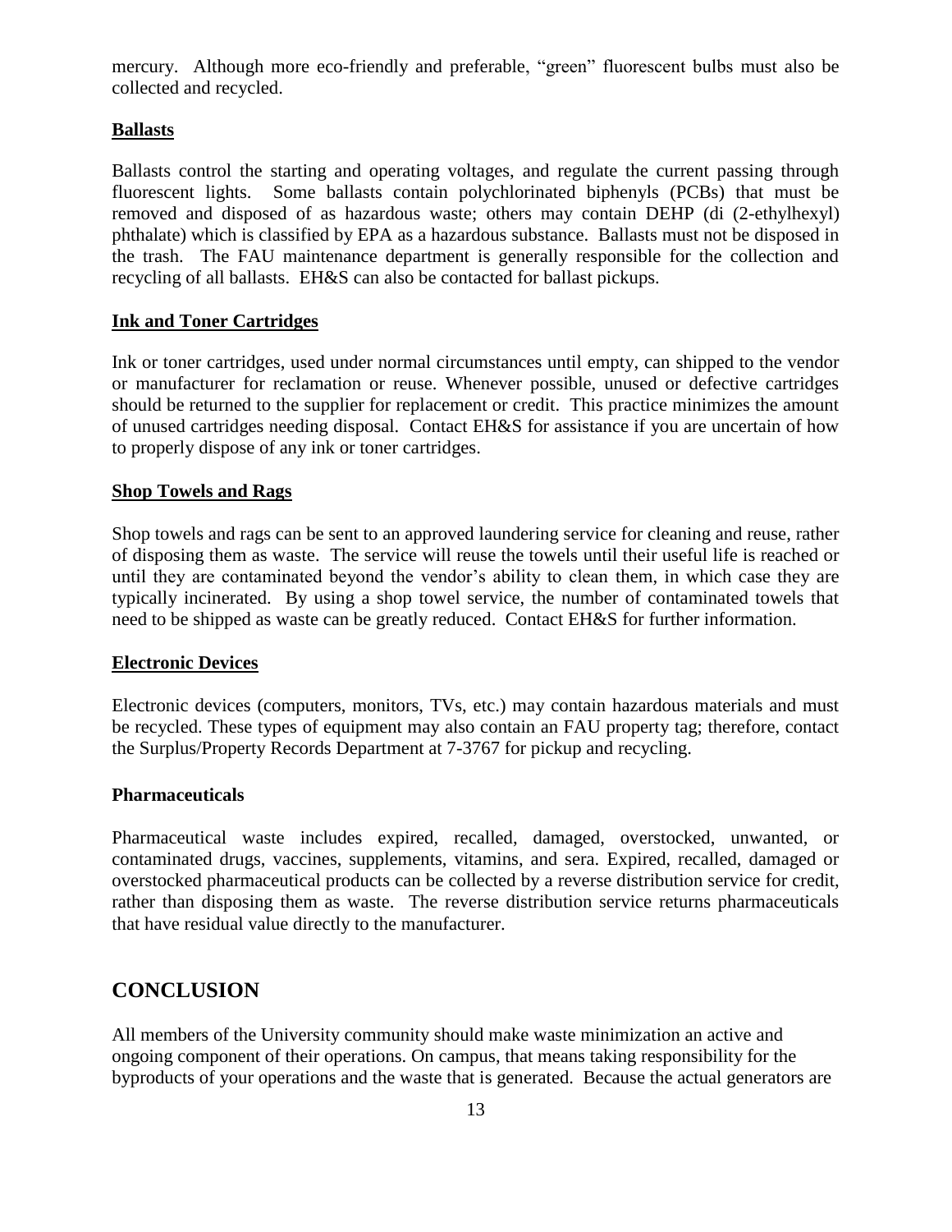mercury. Although more eco-friendly and preferable, "green" fluorescent bulbs must also be collected and recycled.

### Ballasts

Ballasts control the starting and operating voltages, and regulate the current passing through fluorescent lights. Some ballasts contain polychlorinated biphenyls (PCBs) that must be removed and disposed of as hazardous waste; others may contain DEHP (di (2-ethylhexyl) phthalate) which is classified by EPA as a hazardous substance. Ballasts must not be disposed in the trash. The FAU maintenance department is generally responsible for the collection and recycling of all ballasts. EH&S can also be contacted for ballast pickups.

### Ink and Toner Cartridges

Ink or toner cartridges, used under normal circumstances until empty, can shipped to the vendor or manufacturer for reclamation or reuse. Whenever possible, unused or defective cartridges should be returned to the supplier for replacement or credit. This practice minimizes the amount of unused cartridges needing disposal. Contact EH&S for assistance if you are uncertain of how to properly dispose of any ink or toner cartridges.

### Shop Towels and Rags

Shop towels and rags can be sent to an approved laundering service for cleaning and reuse, rather of disposing them as waste. The service will reuse the towels until their useful life is reached or until they are contaminated beyond the vendor's ability to clean them, in which case they are typically incinerated. By using a shop towel service, the number of contaminated towels that need to be shipped as waste can be greatly reduced. Contact EH&S for further information.

### Electronic Devices

Electronic devices (computers, monitors, TVs, etc.) may contain hazardous materials and must be recycled. These types of equipment may also contain an FAU property tag; therefore, contact the Surplus/Property Records Department at 7-3767 for pickup and recycling.

### Pharmaceuticals

Pharmaceutical waste includes expired, recalled, damaged, overstocked, unwanted, or contaminated drugs, vaccines, supplements, vitamins, and sera. Expired, recalled, damaged or overstocked pharmaceutical products can be collected by a reverse distribution service for credit, rather than disposing them as waste. The reverse distribution service returns pharmaceuticals that have residual value directly to the manufacturer.

## CONCLUSION

All members of the University community should make waste minimization an active and ongoing component of their operations. On campus, that means taking responsibility for the byproducts of your operations and the waste that is generated. Because the actual generators are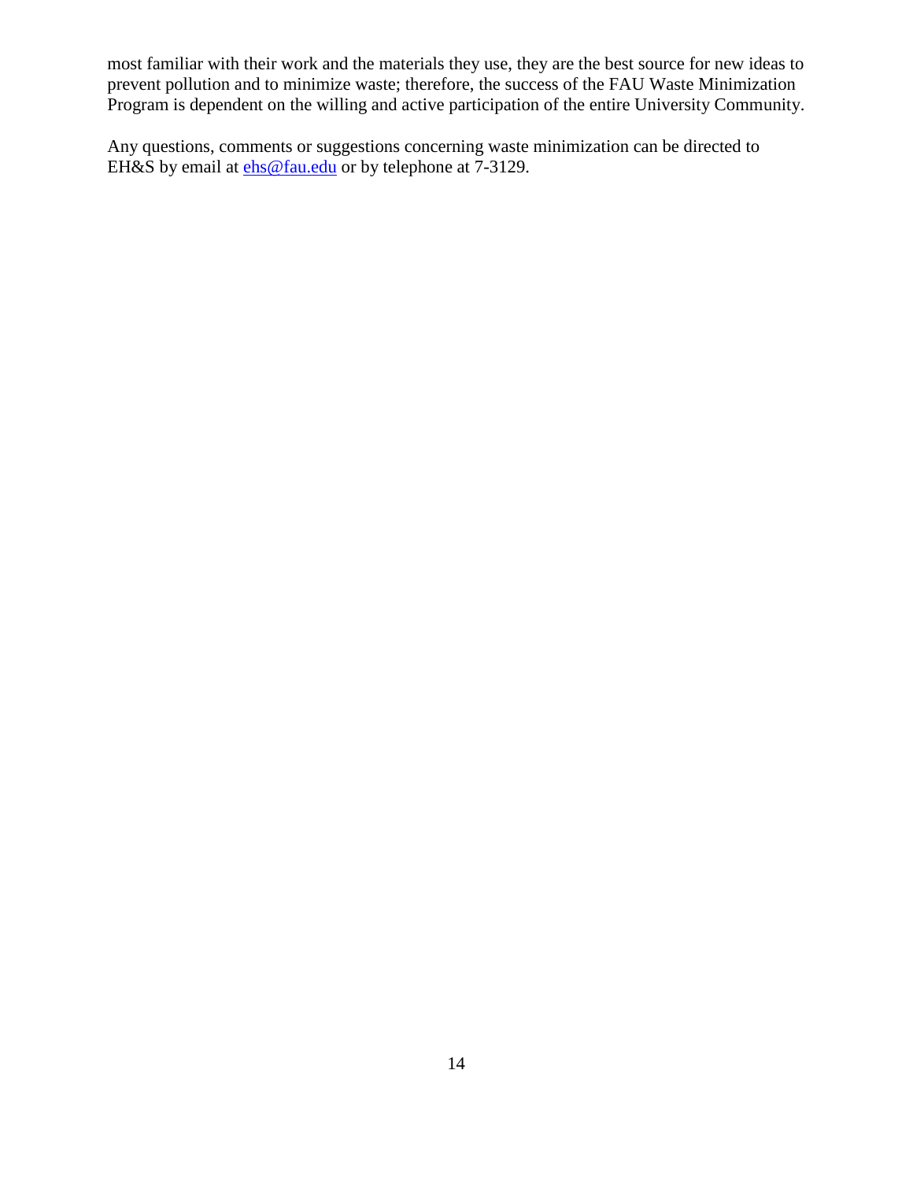most familiar with their work and the materials they use, they are the best source for new ideas to prevent pollution and to minimize waste; therefore, the success of the FAU Waste Minimization Program is dependent on the willing and active participation of the entire University Community.

Any questions, comments or suggestions concerning waste minimization can be directed to EH&S by email at ehs@fau.edu or by telephone at 7-3129.